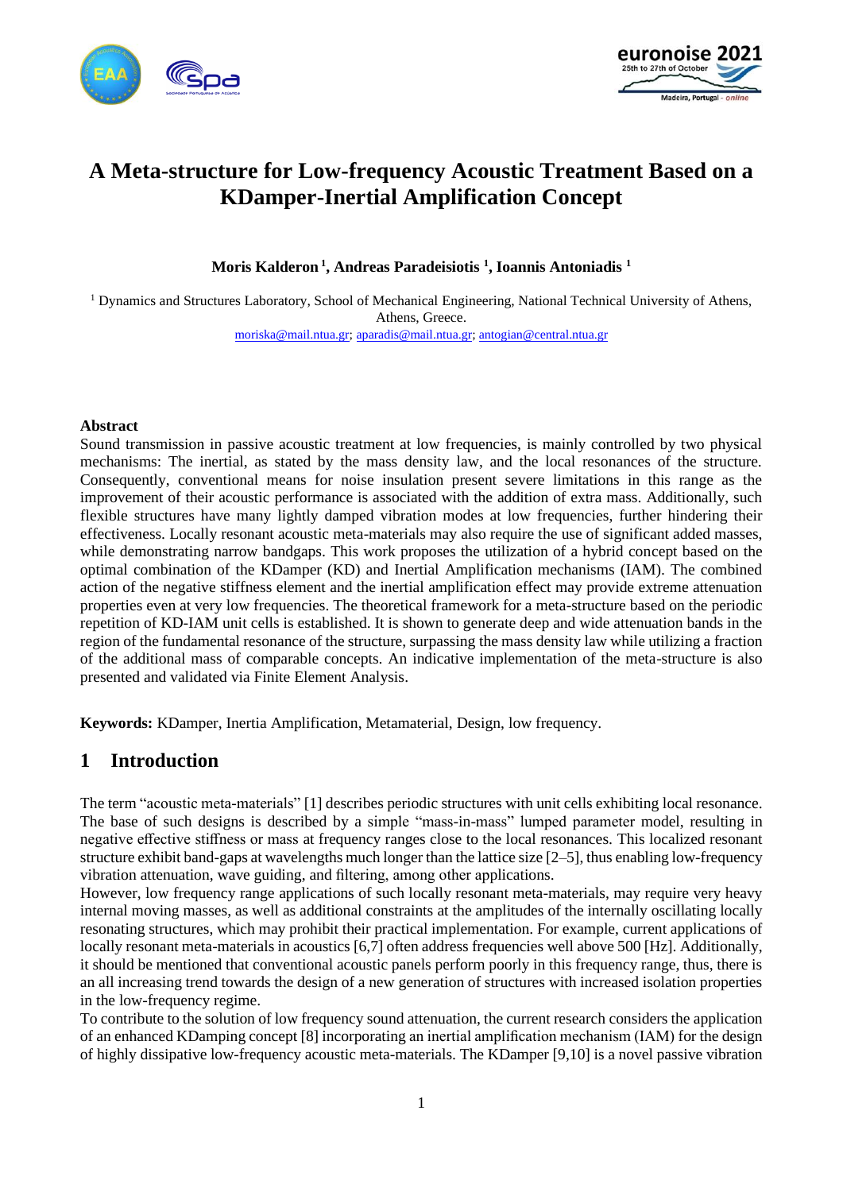# A Meta-structure for Low-frequency Acoustic Treatment Based on a KDamper-Inertial Amplification Concept

**Moris Kalderon [1], Andreas Paradeisiotis [1], Ioannis Antoniadis [1]**

[1] Dynamics and Structures Laboratory, School of Mechanical Engineering, National Technical University of Athens, Athens, Greece.
moriska@mail.ntua.gr; aparadis@mail.ntua.gr; antogian@central.ntua.gr

### Abstract

Sound transmission in passive acoustic treatment at low frequencies, is mainly controlled by two physical mechanisms: The inertial, as stated by the mass density law, and the local resonances of the structure. Consequently, conventional means for noise insulation present severe limitations in this range as the improvement of their acoustic performance is associated with the addition of extra mass. Additionally, such flexible structures have many lightly damped vibration modes at low frequencies, further hindering their effectiveness. Locally resonant acoustic meta-materials may also require the use of significant added masses, while demonstrating narrow bandgaps. This work proposes the utilization of a hybrid concept based on the optimal combination of the KDamper (KD) and Inertial Amplification mechanisms (IAM). The combined action of the negative stiffness element and the inertial amplification effect may provide extreme attenuation properties even at very low frequencies. The theoretical framework for a meta-structure based on the periodic repetition of KD-IAM unit cells is established. It is shown to generate deep and wide attenuation bands in the region of the fundamental resonance of the structure, surpassing the mass density law while utilizing a fraction of the additional mass of comparable concepts. An indicative implementation of the meta-structure is also presented and validated via Finite Element Analysis.

**Keywords:** KDamper, Inertia Amplification, Metamaterial, Design, low frequency.

## 1 Introduction

The term "acoustic meta-materials" [1] describes periodic structures with unit cells exhibiting local resonance. The base of such designs is described by a simple "mass-in-mass" lumped parameter model, resulting in negative effective stiffness or mass at frequency ranges close to the local resonances. This localized resonant structure exhibit band-gaps at wavelengths much longer than the lattice size [2–5], thus enabling low-frequency vibration attenuation, wave guiding, and filtering, among other applications.

However, low frequency range applications of such locally resonant meta-materials, may require very heavy internal moving masses, as well as additional constraints at the amplitudes of the internally oscillating locally resonating structures, which may prohibit their practical implementation. For example, current applications of locally resonant meta-materials in acoustics [6,7] often address frequencies well above 500 [Hz]. Additionally, it should be mentioned that conventional acoustic panels perform poorly in this frequency range, thus, there is an all increasing trend towards the design of a new generation of structures with increased isolation properties in the low-frequency regime.

To contribute to the solution of low frequency sound attenuation, the current research considers the application of an enhanced KDamping concept [8] incorporating an inertial amplification mechanism (IAM) for the design of highly dissipative low-frequency acoustic meta-materials. The KDamper [9,10] is a novel passive vibration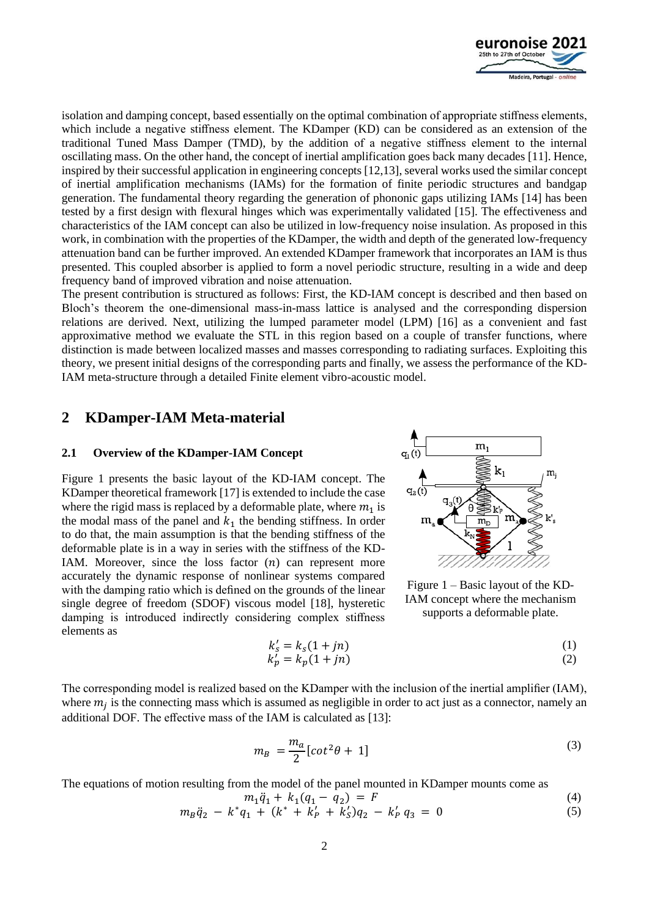isolation and damping concept, based essentially on the optimal combination of appropriate stiffness elements, which include a negative stiffness element. The KDamper (KD) can be considered as an extension of the traditional Tuned Mass Damper (TMD), by the addition of a negative stiffness element to the internal oscillating mass. On the other hand, the concept of inertial amplification goes back many decades [11]. Hence, inspired by their successful application in engineering concepts [12,13], several works used the similar concept of inertial amplification mechanisms (IAMs) for the formation of finite periodic structures and bandgap generation. The fundamental theory regarding the generation of phononic gaps utilizing IAMs [14] has been tested by a first design with flexural hinges which was experimentally validated [15]. The effectiveness and characteristics of the IAM concept can also be utilized in low-frequency noise insulation. As proposed in this work, in combination with the properties of the KDamper, the width and depth of the generated low-frequency attenuation band can be further improved. An extended KDamper framework that incorporates an IAM is thus presented. This coupled absorber is applied to form a novel periodic structure, resulting in a wide and deep frequency band of improved vibration and noise attenuation.

The present contribution is structured as follows: First, the KD-IAM concept is described and then based on Bloch's theorem the one-dimensional mass-in-mass lattice is analysed and the corresponding dispersion relations are derived. Next, utilizing the lumped parameter model (LPM) [16] as a convenient and fast approximative method we evaluate the STL in this region based on a couple of transfer functions, where distinction is made between localized masses and masses corresponding to radiating surfaces. Exploiting this theory, we present initial designs of the corresponding parts and finally, we assess the performance of the KD-IAM meta-structure through a detailed Finite element vibro-acoustic model.

## 2 KDamper-IAM Meta-material

### 2.1 Overview of the KDamper-IAM Concept

Figure 1 presents the basic layout of the KD-IAM concept. The KDamper theoretical framework [17] is extended to include the case where the rigid mass is replaced by a deformable plate, where $m_1$ is the modal mass of the panel and $k_1$ the bending stiffness. In order to do that, the main assumption is that the bending stiffness of the deformable plate is in a way in series with the stiffness of the KD-IAM. Moreover, since the loss factor $(n)$ can represent more accurately the dynamic response of nonlinear systems compared with the damping ratio which is defined on the grounds of the linear single degree of freedom (SDOF) viscous model [18], hysteretic damping is introduced indirectly considering complex stiffness elements as

Figure 1 – Basic layout of the KD-IAM concept where the mechanism supports a deformable plate.

$$k_s' = k_s(1 + jn) \tag{1}$$

$$k_p' = k_p(1 + jn) \tag{2}$$

The corresponding model is realized based on the KDamper with the inclusion of the inertial amplifier (IAM), where $m_j$ is the connecting mass which is assumed as negligible in order to act just as a connector, namely an additional DOF. The effective mass of the IAM is calculated as [13]:

$$m_B = \frac{m_a}{2}[cot^2\theta + 1] \tag{3}$$

The equations of motion resulting from the model of the panel mounted in KDamper mounts come as

$$m_1\ddot{q}_1 + k_1(q_1 - q_2) = F \tag{4}$$

$$m_B\ddot{q}_2 - k^* q_1 + (k^* + k_P' + k_S')q_2 - k_P' q_3 = 0 \tag{5}$$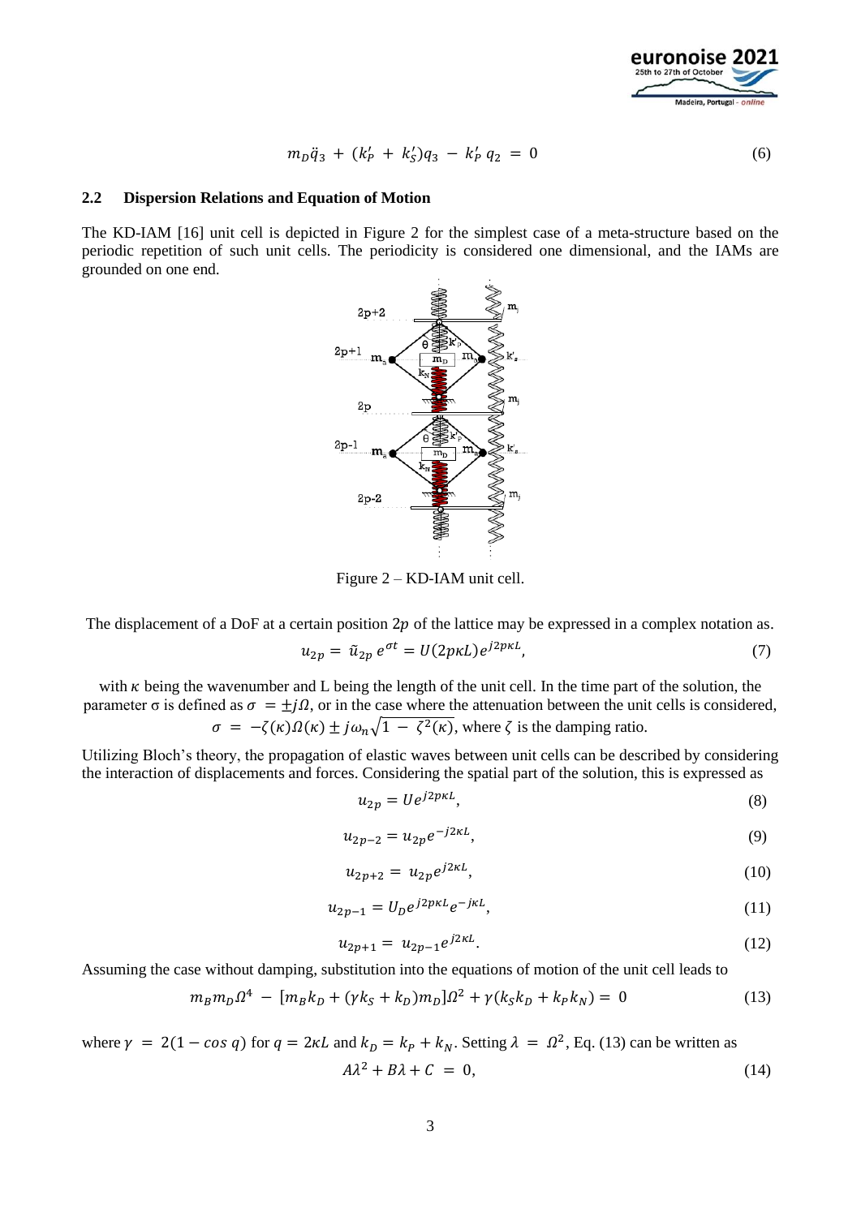$$m_D \ddot{q}_3 + (k'_P + k'_S) q_3 - k'_P \, q_2 = 0 \tag{6}$$

### 2.2 Dispersion Relations and Equation of Motion

The KD-IAM [16] unit cell is depicted in Figure 2 for the simplest case of a meta-structure based on the periodic repetition of such unit cells. The periodicity is considered one dimensional, and the IAMs are grounded on one end.

Figure 2 – KD-IAM unit cell.

The displacement of a DoF at a certain position $2p$ of the lattice may be expressed in a complex notation as.

$$u_{2p} = \tilde{u}_{2p} \, e^{\sigma t} = U(2p\kappa L) e^{j2p\kappa L}, \tag{7}$$

with $\kappa$ being the wavenumber and L being the length of the unit cell. In the time part of the solution, the parameter σ is defined as $\sigma = \pm j\Omega$, or in the case where the attenuation between the unit cells is considered, $\sigma = -\zeta(\kappa)\Omega(\kappa) \pm j\omega_n\sqrt{1 - \zeta^2(\kappa)}$, where $\zeta$ is the damping ratio.

Utilizing Bloch's theory, the propagation of elastic waves between unit cells can be described by considering the interaction of displacements and forces. Considering the spatial part of the solution, this is expressed as

$$u_{2p} = U e^{j2p\kappa L}, \tag{8}$$

$$u_{2p-2} = u_{2p} e^{-j2\kappa L}, \tag{9}$$

$$u_{2p+2} = u_{2p} e^{j2\kappa L}, \tag{10}$$

$$u_{2p-1} = U_D e^{j2p\kappa L} e^{-j\kappa L}, \tag{11}$$

$$u_{2p+1} = u_{2p-1} e^{j2\kappa L}. \tag{12}$$

Assuming the case without damping, substitution into the equations of motion of the unit cell leads to

$$m_B m_D \Omega^4 - [m_B k_D + (\gamma k_S + k_D) m_D]\Omega^2 + \gamma(k_S k_D + k_P k_N) = 0 \tag{13}$$

where $\gamma = 2(1 - \cos q)$ for $q = 2\kappa L$ and $k_D = k_P + k_N$. Setting $\lambda = \Omega^2$, Eq. (13) can be written as

$$A\lambda^2 + B\lambda + C = 0, \tag{14}$$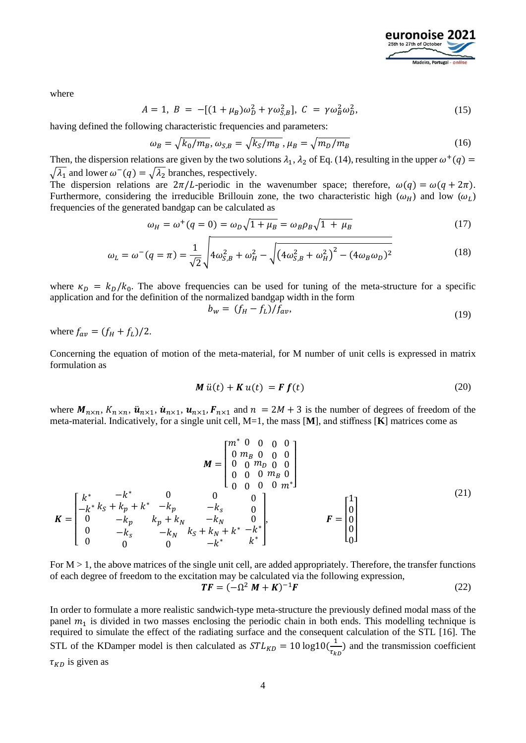where

$$A = 1,\ B = -[(1+\mu_B)\omega_D^2 + \gamma\omega_{S,B}^2],\ C = \gamma\omega_B^2\omega_D^2, \tag{15}$$

having defined the following characteristic frequencies and parameters:

$$\omega_B = \sqrt{k_0/m_B},\ \omega_{S,B} = \sqrt{k_S/m_B}\ ,\mu_B = \sqrt{m_D/m_B} \tag{16}$$

Then, the dispersion relations are given by the two solutions $\lambda_1$, $\lambda_2$ of Eq. (14), resulting in the upper $\omega^+(q) = \sqrt{\lambda_1}$ and lower $\omega^-(q) = \sqrt{\lambda_2}$ branches, respectively.

The dispersion relations are $2\pi/L$-periodic in the wavenumber space; therefore, $\omega(q) = \omega(q+2\pi)$. Furthermore, considering the irreducible Brillouin zone, the two characteristic high ($\omega_H$) and low ($\omega_L$) frequencies of the generated bandgap can be calculated as

$$\omega_H = \omega^+(q=0) = \omega_D\sqrt{1+\mu_B} = \omega_B\rho_B\sqrt{1\ +\ \mu_B} \tag{17}$$

$$\omega_L = \omega^-(q=\pi) = \frac{1}{\sqrt{2}}\sqrt{4\omega_{S,B}^2 + \omega_H^2 - \sqrt{\left(4\omega_{S,B}^2 + \omega_H^2\right)^2 - (4\omega_B\omega_D)^2}} \tag{18}$$

where $\kappa_D = k_D/k_0$. The above frequencies can be used for tuning of the meta-structure for a specific application and for the definition of the normalized bandgap width in the form

$$b_w = (f_H - f_L)/f_{av}, \tag{19}$$

where $f_{av} = (f_H + f_L)/2$.

Concerning the equation of motion of the meta-material, for M number of unit cells is expressed in matrix formulation as

$$\boldsymbol{M}\,\ddot{u}(t) + \boldsymbol{K}\,u(t)\ = \boldsymbol{F}\,\boldsymbol{f}(t) \tag{20}$$

where $\boldsymbol{M}_{n\times n}$, $K_{n\times n}$, $\ddot{\boldsymbol{u}}_{n\times 1}$, $\dot{\boldsymbol{u}}_{n\times 1}$, $\boldsymbol{u}_{n\times 1}$, $\boldsymbol{F}_{n\times 1}$ and $n\ = 2M+3$ is the number of degrees of freedom of the meta-material. Indicatively, for a single unit cell, M=1, the mass [**M**], and stiffness [**K**] matrices come as

$$\boldsymbol{M} = \begin{bmatrix} m^* & 0 & 0 & 0 & 0 \\ 0 & m_B & 0 & 0 & 0 \\ 0 & 0 & m_D & 0 & 0 \\ 0 & 0 & 0 & m_B & 0 \\ 0 & 0 & 0 & 0 & m^* \end{bmatrix}$$

$$\boldsymbol{K} = \begin{bmatrix} k^* & -k^* & 0 & 0 & 0 \\ -k^* & k_S + k_p + k^* & -k_p & -k_s & 0 \\ 0 & -k_p & k_p + k_N & -k_N & 0 \\ 0 & -k_s & -k_N & k_S + k_N + k^* & -k^* \\ 0 & 0 & 0 & -k^* & k^* \end{bmatrix}, \qquad \boldsymbol{F} = \begin{bmatrix} 1 \\ 0 \\ 0 \\ 0 \\ 0 \end{bmatrix} \tag{21}$$

For M > 1, the above matrices of the single unit cell, are added appropriately. Therefore, the transfer functions of each degree of freedom to the excitation may be calculated via the following expression,

$$\boldsymbol{TF} = (-\Omega^2\ \boldsymbol{M} + \boldsymbol{K})^{-1}\boldsymbol{F} \tag{22}$$

In order to formulate a more realistic sandwich-type meta-structure the previously defined modal mass of the panel $m_1$ is divided in two masses enclosing the periodic chain in both ends. This modelling technique is required to simulate the effect of the radiating surface and the consequent calculation of the STL [16]. The STL of the KDamper model is then calculated as $STL_{KD} = 10\log 10(\frac{1}{\tau_{kD}})$ and the transmission coefficient $\tau_{KD}$ is given as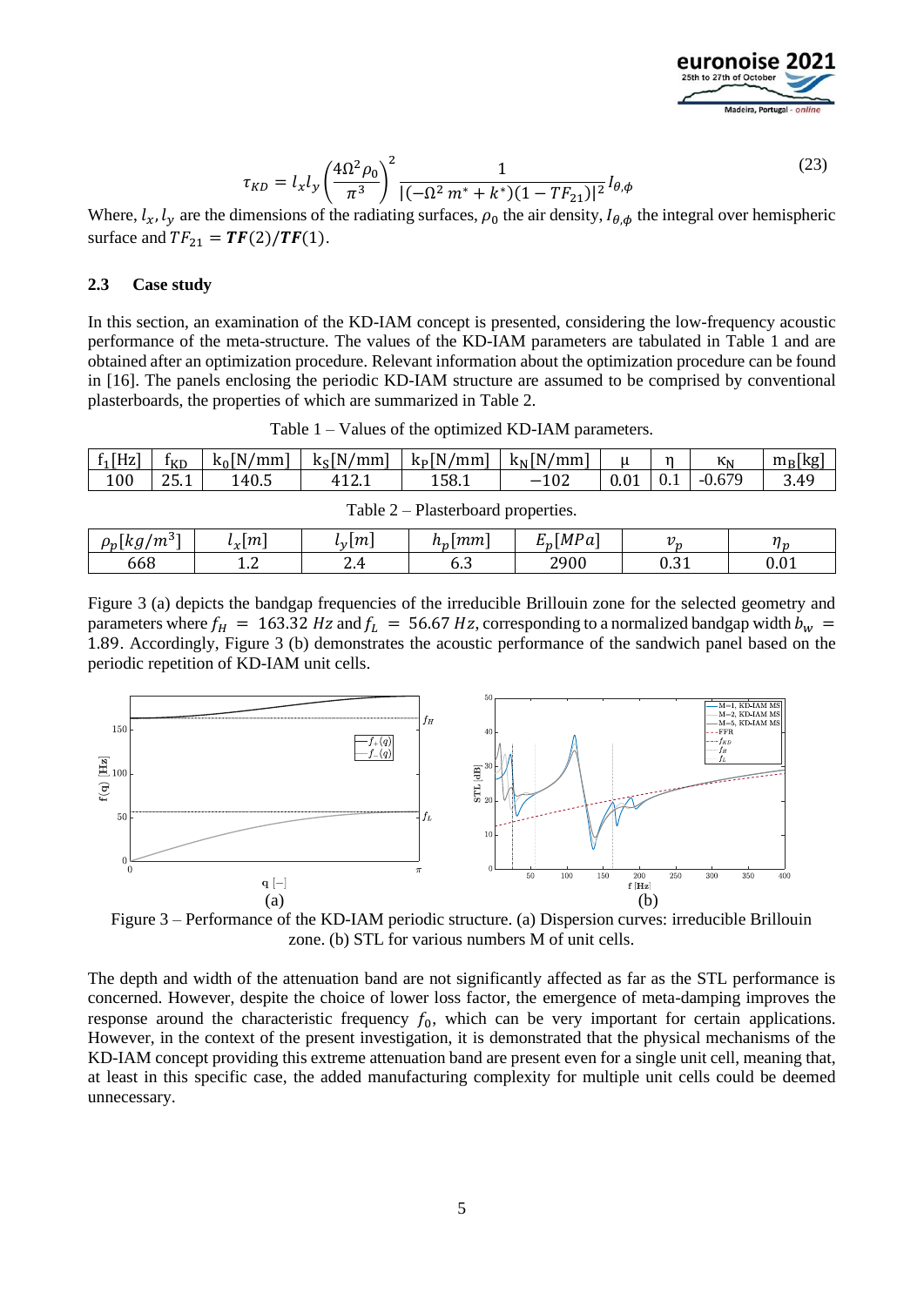$$
\tau_{KD} = l_x l_y \left(\frac{4\Omega^2 \rho_0}{\pi^3}\right)^2 \frac{1}{|(-\Omega^2 m^* + k^*)(1 - TF_{21})|^2} I_{\theta,\phi} \tag{23}
$$

Where, $l_x, l_y$ are the dimensions of the radiating surfaces, $\rho_0$ the air density, $I_{\theta,\phi}$ the integral over hemispheric surface and $TF_{21} = \boldsymbol{TF}(2)/\boldsymbol{TF}(1)$.

### 2.3 Case study

In this section, an examination of the KD-IAM concept is presented, considering the low-frequency acoustic performance of the meta-structure. The values of the KD-IAM parameters are tabulated in Table 1 and are obtained after an optimization procedure. Relevant information about the optimization procedure can be found in [16]. The panels enclosing the periodic KD-IAM structure are assumed to be comprised by conventional plasterboards, the properties of which are summarized in Table 2.

Table 1 – Values of the optimized KD-IAM parameters.

| $f_1$[Hz] | $f_{KD}$ | $k_0$[N/mm] | $k_S$[N/mm] | $k_P$[N/mm] | $k_N$[N/mm] | μ | η | $\kappa_N$ | $m_B$[kg] |
|---|---|---|---|---|---|---|---|---|---|
| 100 | 25.1 | 140.5 | 412.1 | 158.1 | −102 | 0.01 | 0.1 | -0.679 | 3.49 |

Table 2 – Plasterboard properties.

| $\rho_p[kg/m^3]$ | $l_x[m]$ | $l_y[m]$ | $h_p[mm]$ | $E_p[MPa]$ | $v_p$ | $\eta_p$ |
|---|---|---|---|---|---|---|
| 668 | 1.2 | 2.4 | 6.3 | 2900 | 0.31 | 0.01 |

Figure 3 (a) depicts the bandgap frequencies of the irreducible Brillouin zone for the selected geometry and parameters where $f_H = 163.32\ Hz$ and $f_L = 56.67\ Hz$, corresponding to a normalized bandgap width $b_w = 1.89$. Accordingly, Figure 3 (b) demonstrates the acoustic performance of the sandwich panel based on the periodic repetition of KD-IAM unit cells.

(a) (b)

Figure 3 – Performance of the KD-IAM periodic structure. (a) Dispersion curves: irreducible Brillouin zone. (b) STL for various numbers M of unit cells.

The depth and width of the attenuation band are not significantly affected as far as the STL performance is concerned. However, despite the choice of lower loss factor, the emergence of meta-damping improves the response around the characteristic frequency $f_0$, which can be very important for certain applications. However, in the context of the present investigation, it is demonstrated that the physical mechanisms of the KD-IAM concept providing this extreme attenuation band are present even for a single unit cell, meaning that, at least in this specific case, the added manufacturing complexity for multiple unit cells could be deemed unnecessary.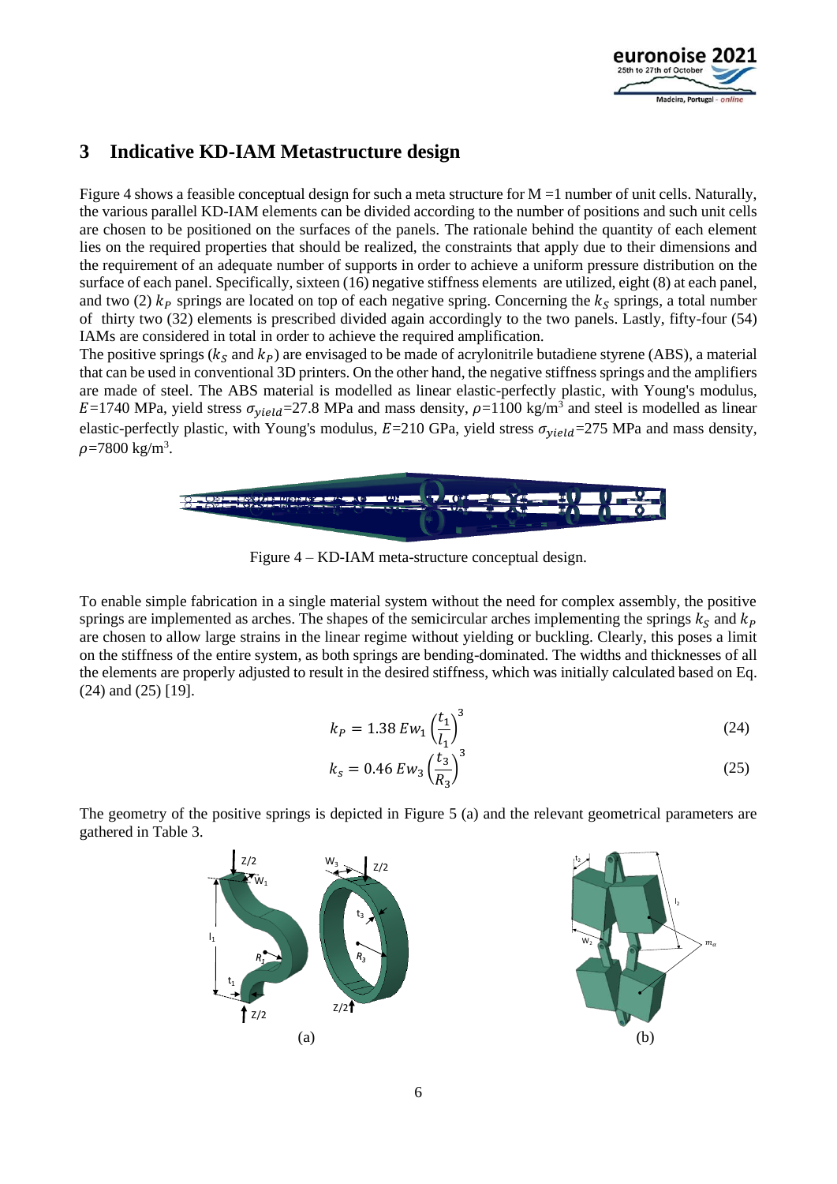## 3 Indicative KD-IAM Metastructure design

Figure 4 shows a feasible conceptual design for such a meta structure for M =1 number of unit cells. Naturally, the various parallel KD-IAM elements can be divided according to the number of positions and such unit cells are chosen to be positioned on the surfaces of the panels. The rationale behind the quantity of each element lies on the required properties that should be realized, the constraints that apply due to their dimensions and the requirement of an adequate number of supports in order to achieve a uniform pressure distribution on the surface of each panel. Specifically, sixteen (16) negative stiffness elements are utilized, eight (8) at each panel, and two (2) $k_P$ springs are located on top of each negative spring. Concerning the $k_S$ springs, a total number of thirty two (32) elements is prescribed divided again accordingly to the two panels. Lastly, fifty-four (54) IAMs are considered in total in order to achieve the required amplification.

The positive springs ($k_S$ and $k_P$) are envisaged to be made of acrylonitrile butadiene styrene (ABS), a material that can be used in conventional 3D printers. On the other hand, the negative stiffness springs and the amplifiers are made of steel. The ABS material is modelled as linear elastic-perfectly plastic, with Young's modulus, $E$=1740 MPa, yield stress $\sigma_{yield}$=27.8 MPa and mass density, $\rho$=1100 kg/m$^3$ and steel is modelled as linear elastic-perfectly plastic, with Young's modulus, $E$=210 GPa, yield stress $\sigma_{yield}$=275 MPa and mass density, $\rho$=7800 kg/m$^3$.

Figure 4 – KD-IAM meta-structure conceptual design.

To enable simple fabrication in a single material system without the need for complex assembly, the positive springs are implemented as arches. The shapes of the semicircular arches implementing the springs $k_S$ and $k_P$ are chosen to allow large strains in the linear regime without yielding or buckling. Clearly, this poses a limit on the stiffness of the entire system, as both springs are bending-dominated. The widths and thicknesses of all the elements are properly adjusted to result in the desired stiffness, which was initially calculated based on Eq. (24) and (25) [19].

$$k_P = 1.38\, E w_1 \left(\frac{t_1}{l_1}\right)^3 \tag{24}$$

$$k_S = 0.46\, E w_3 \left(\frac{t_3}{R_3}\right)^3 \tag{25}$$

The geometry of the positive springs is depicted in Figure 5 (a) and the relevant geometrical parameters are gathered in Table 3.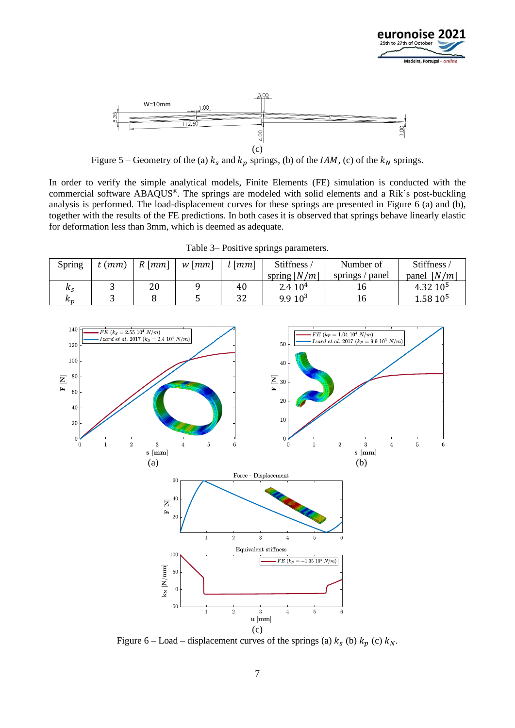(c)

Figure 5 – Geometry of the (a) $k_s$ and $k_p$ springs, (b) of the $IAM$, (c) of the $k_N$ springs.

In order to verify the simple analytical models, Finite Elements (FE) simulation is conducted with the commercial software ABAQUS®. The springs are modeled with solid elements and a Rik's post-buckling analysis is performed. The load-displacement curves for these springs are presented in Figure 6 (a) and (b), together with the results of the FE predictions. In both cases it is observed that springs behave linearly elastic for deformation less than 3mm, which is deemed as adequate.

Table 3– Positive springs parameters.

| Spring | $t\ (mm)$ | $R\ [mm]$ | $w\ [mm]$ | $l\ [mm]$ | Stiffness / spring $[N/m]$ | Number of springs / panel | Stiffness / panel $[N/m]$ |
|---|---|---|---|---|---|---|---|
| $k_s$ | 3 | 20 | 9 | 40 | $2.4\ 10^4$ | 16 | $4.32\ 10^5$ |
| $k_p$ | 3 | 8 | 5 | 32 | $9.9\ 10^3$ | 16 | $1.58\ 10^5$ |

(a)

(b)

(c)

Figure 6 – Load – displacement curves of the springs (a) $k_s$ (b) $k_p$ (c) $k_N$.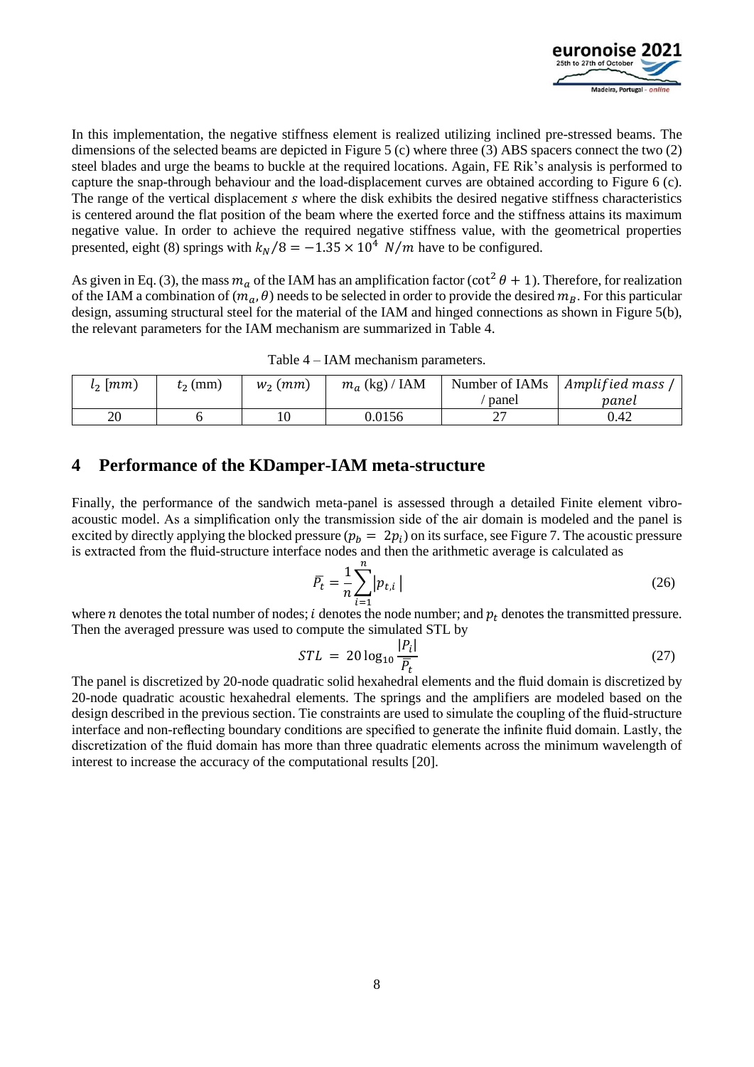In this implementation, the negative stiffness element is realized utilizing inclined pre-stressed beams. The dimensions of the selected beams are depicted in Figure 5 (c) where three (3) ABS spacers connect the two (2) steel blades and urge the beams to buckle at the required locations. Again, FE Rik's analysis is performed to capture the snap-through behaviour and the load-displacement curves are obtained according to Figure 6 (c). The range of the vertical displacement $s$ where the disk exhibits the desired negative stiffness characteristics is centered around the flat position of the beam where the exerted force and the stiffness attains its maximum negative value. In order to achieve the required negative stiffness value, with the geometrical properties presented, eight (8) springs with $k_N/8 = -1.35 \times 10^4 \ N/m$ have to be configured.

As given in Eq. (3), the mass $m_a$ of the IAM has an amplification factor ($\cot^2\theta + 1$). Therefore, for realization of the IAM a combination of ($m_a, \theta$) needs to be selected in order to provide the desired $m_B$. For this particular design, assuming structural steel for the material of the IAM and hinged connections as shown in Figure 5(b), the relevant parameters for the IAM mechanism are summarized in Table 4.

Table 4 – IAM mechanism parameters.

| $l_2$ $[mm]$ | $t_2$ (mm) | $w_2$ $(mm)$ | $m_a$ (kg) / IAM | Number of IAMs / panel | $Amplified\ mass$ / $panel$ |
|---|---|---|---|---|---|
| 20 | 6 | 10 | 0.0156 | 27 | 0.42 |

## 4 Performance of the KDamper-IAM meta-structure

Finally, the performance of the sandwich meta-panel is assessed through a detailed Finite element vibro-acoustic model. As a simplification only the transmission side of the air domain is modeled and the panel is excited by directly applying the blocked pressure ($p_b = 2p_i$) on its surface, see Figure 7. The acoustic pressure is extracted from the fluid-structure interface nodes and then the arithmetic average is calculated as

$$\bar{P_t} = \frac{1}{n}\sum_{i=1}^{n}|p_{t,i}| \tag{26}$$

where $n$ denotes the total number of nodes; $i$ denotes the node number; and $p_t$ denotes the transmitted pressure. Then the averaged pressure was used to compute the simulated STL by

$$STL = 20\log_{10}\frac{|P_i|}{\bar{P_t}} \tag{27}$$

The panel is discretized by 20-node quadratic solid hexahedral elements and the fluid domain is discretized by 20-node quadratic acoustic hexahedral elements. The springs and the amplifiers are modeled based on the design described in the previous section. Tie constraints are used to simulate the coupling of the fluid-structure interface and non-reflecting boundary conditions are specified to generate the infinite fluid domain. Lastly, the discretization of the fluid domain has more than three quadratic elements across the minimum wavelength of interest to increase the accuracy of the computational results [20].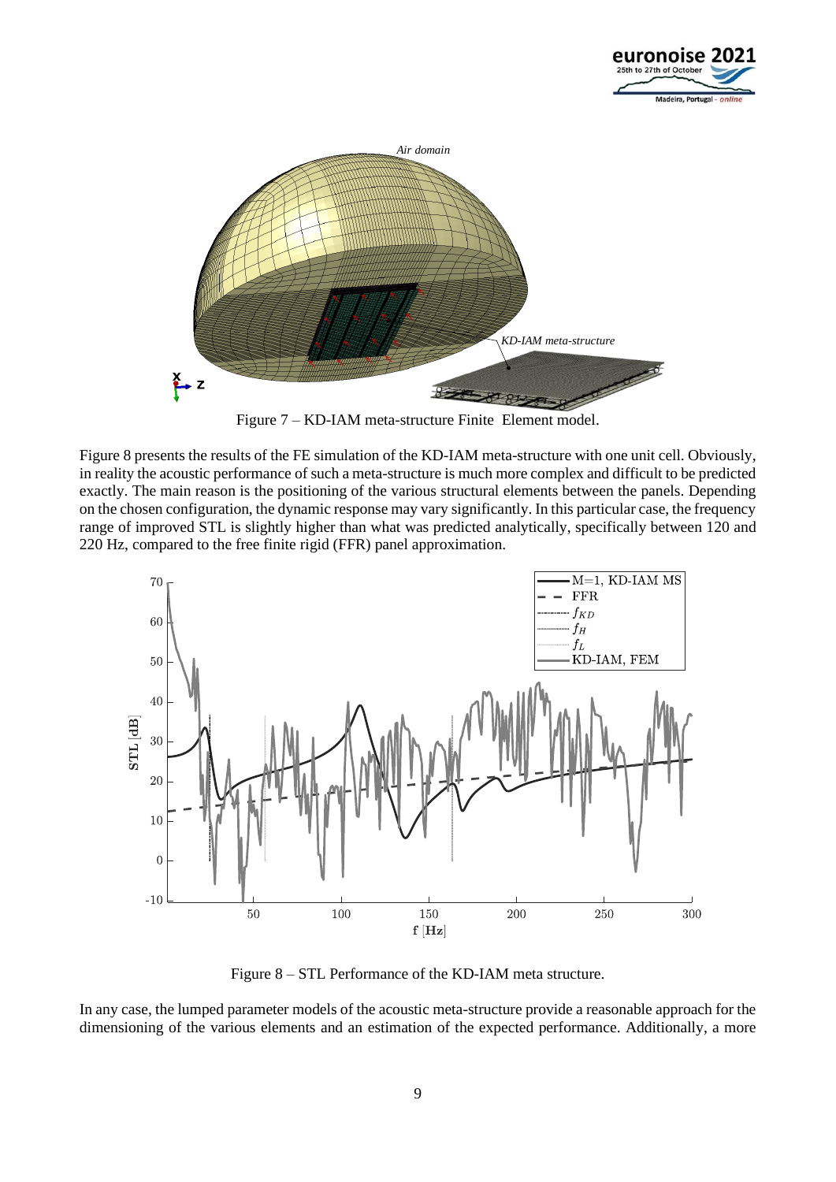Figure 7 – KD-IAM meta-structure Finite Element model.

Figure 8 presents the results of the FE simulation of the KD-IAM meta-structure with one unit cell. Obviously, in reality the acoustic performance of such a meta-structure is much more complex and difficult to be predicted exactly. The main reason is the positioning of the various structural elements between the panels. Depending on the chosen configuration, the dynamic response may vary significantly. In this particular case, the frequency range of improved STL is slightly higher than what was predicted analytically, specifically between 120 and 220 Hz, compared to the free finite rigid (FFR) panel approximation.

Figure 8 – STL Performance of the KD-IAM meta structure.

In any case, the lumped parameter models of the acoustic meta-structure provide a reasonable approach for the dimensioning of the various elements and an estimation of the expected performance. Additionally, a more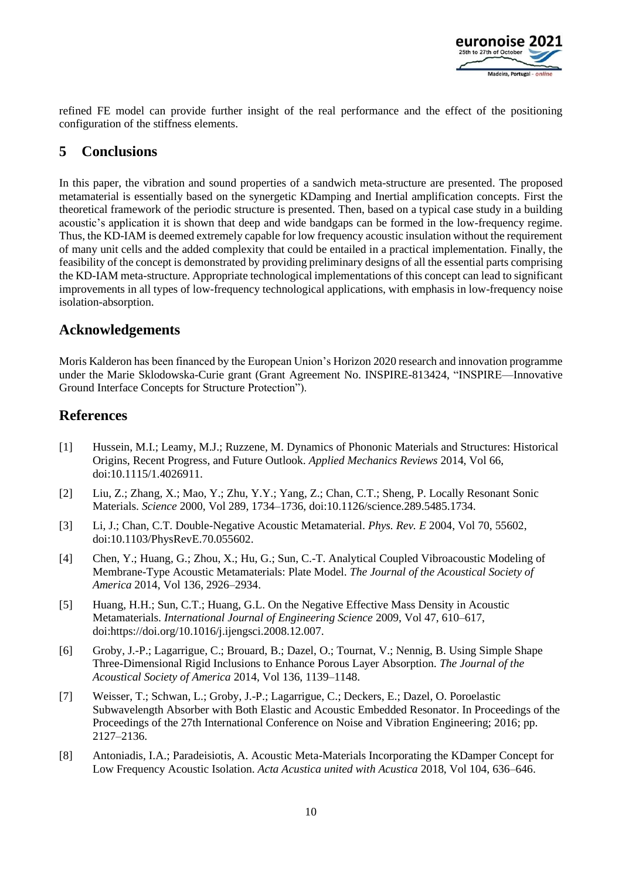refined FE model can provide further insight of the real performance and the effect of the positioning configuration of the stiffness elements.

## 5 Conclusions

In this paper, the vibration and sound properties of a sandwich meta-structure are presented. The proposed metamaterial is essentially based on the synergetic KDamping and Inertial amplification concepts. First the theoretical framework of the periodic structure is presented. Then, based on a typical case study in a building acoustic's application it is shown that deep and wide bandgaps can be formed in the low-frequency regime. Thus, the KD-IAM is deemed extremely capable for low frequency acoustic insulation without the requirement of many unit cells and the added complexity that could be entailed in a practical implementation. Finally, the feasibility of the concept is demonstrated by providing preliminary designs of all the essential parts comprising the KD-IAM meta-structure. Appropriate technological implementations of this concept can lead to significant improvements in all types of low-frequency technological applications, with emphasis in low-frequency noise isolation-absorption.

## Acknowledgements

Moris Kalderon has been financed by the European Union's Horizon 2020 research and innovation programme under the Marie Sklodowska-Curie grant (Grant Agreement No. INSPIRE-813424, "INSPIRE—Innovative Ground Interface Concepts for Structure Protection").

## References

[1] Hussein, M.I.; Leamy, M.J.; Ruzzene, M. Dynamics of Phononic Materials and Structures: Historical Origins, Recent Progress, and Future Outlook. *Applied Mechanics Reviews* 2014, Vol 66, doi:10.1115/1.4026911.

[2] Liu, Z.; Zhang, X.; Mao, Y.; Zhu, Y.Y.; Yang, Z.; Chan, C.T.; Sheng, P. Locally Resonant Sonic Materials. *Science* 2000, Vol 289, 1734–1736, doi:10.1126/science.289.5485.1734.

[3] Li, J.; Chan, C.T. Double-Negative Acoustic Metamaterial. *Phys. Rev. E* 2004, Vol 70, 55602, doi:10.1103/PhysRevE.70.055602.

[4] Chen, Y.; Huang, G.; Zhou, X.; Hu, G.; Sun, C.-T. Analytical Coupled Vibroacoustic Modeling of Membrane-Type Acoustic Metamaterials: Plate Model. *The Journal of the Acoustical Society of America* 2014, Vol 136, 2926–2934.

[5] Huang, H.H.; Sun, C.T.; Huang, G.L. On the Negative Effective Mass Density in Acoustic Metamaterials. *International Journal of Engineering Science* 2009, Vol 47, 610–617, doi:https://doi.org/10.1016/j.ijengsci.2008.12.007.

[6] Groby, J.-P.; Lagarrigue, C.; Brouard, B.; Dazel, O.; Tournat, V.; Nennig, B. Using Simple Shape Three-Dimensional Rigid Inclusions to Enhance Porous Layer Absorption. *The Journal of the Acoustical Society of America* 2014, Vol 136, 1139–1148.

[7] Weisser, T.; Schwan, L.; Groby, J.-P.; Lagarrigue, C.; Deckers, E.; Dazel, O. Poroelastic Subwavelength Absorber with Both Elastic and Acoustic Embedded Resonator. In Proceedings of the Proceedings of the 27th International Conference on Noise and Vibration Engineering; 2016; pp. 2127–2136.

[8] Antoniadis, I.A.; Paradeisiotis, A. Acoustic Meta-Materials Incorporating the KDamper Concept for Low Frequency Acoustic Isolation. *Acta Acustica united with Acustica* 2018, Vol 104, 636–646.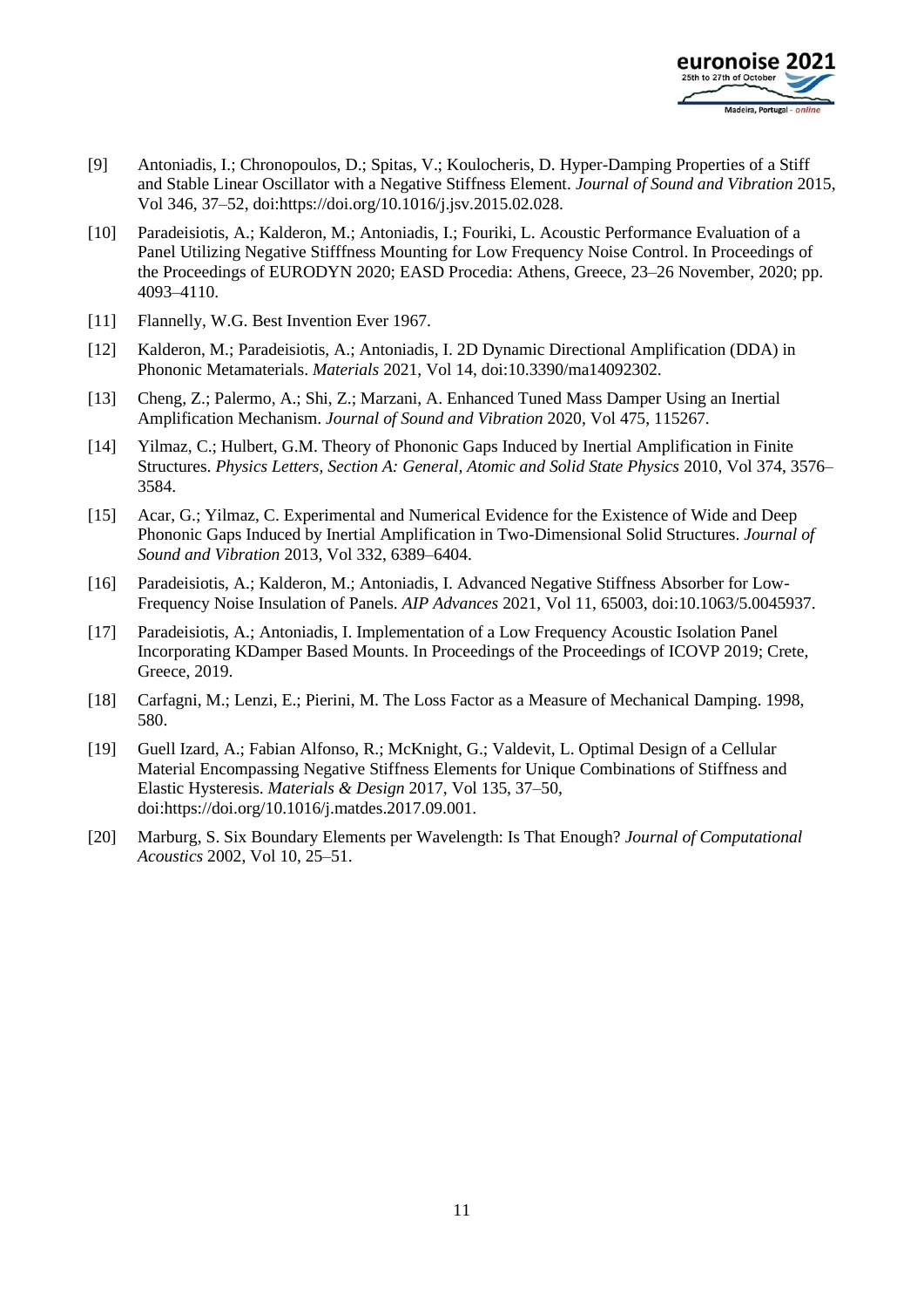[9] Antoniadis, I.; Chronopoulos, D.; Spitas, V.; Koulocheris, D. Hyper-Damping Properties of a Stiff and Stable Linear Oscillator with a Negative Stiffness Element. *Journal of Sound and Vibration* 2015, Vol 346, 37–52, doi:https://doi.org/10.1016/j.jsv.2015.02.028.

[10] Paradeisiotis, A.; Kalderon, M.; Antoniadis, I.; Fouriki, L. Acoustic Performance Evaluation of a Panel Utilizing Negative Stifffness Mounting for Low Frequency Noise Control. In Proceedings of the Proceedings of EURODYN 2020; EASD Procedia: Athens, Greece, 23–26 November, 2020; pp. 4093–4110.

[11] Flannelly, W.G. Best Invention Ever 1967.

[12] Kalderon, M.; Paradeisiotis, A.; Antoniadis, I. 2D Dynamic Directional Amplification (DDA) in Phononic Metamaterials. *Materials* 2021, Vol 14, doi:10.3390/ma14092302.

[13] Cheng, Z.; Palermo, A.; Shi, Z.; Marzani, A. Enhanced Tuned Mass Damper Using an Inertial Amplification Mechanism. *Journal of Sound and Vibration* 2020, Vol 475, 115267.

[14] Yilmaz, C.; Hulbert, G.M. Theory of Phononic Gaps Induced by Inertial Amplification in Finite Structures. *Physics Letters, Section A: General, Atomic and Solid State Physics* 2010, Vol 374, 3576–3584.

[15] Acar, G.; Yilmaz, C. Experimental and Numerical Evidence for the Existence of Wide and Deep Phononic Gaps Induced by Inertial Amplification in Two-Dimensional Solid Structures. *Journal of Sound and Vibration* 2013, Vol 332, 6389–6404.

[16] Paradeisiotis, A.; Kalderon, M.; Antoniadis, I. Advanced Negative Stiffness Absorber for Low-Frequency Noise Insulation of Panels. *AIP Advances* 2021, Vol 11, 65003, doi:10.1063/5.0045937.

[17] Paradeisiotis, A.; Antoniadis, I. Implementation of a Low Frequency Acoustic Isolation Panel Incorporating KDamper Based Mounts. In Proceedings of the Proceedings of ICOVP 2019; Crete, Greece, 2019.

[18] Carfagni, M.; Lenzi, E.; Pierini, M. The Loss Factor as a Measure of Mechanical Damping. 1998, 580.

[19] Guell Izard, A.; Fabian Alfonso, R.; McKnight, G.; Valdevit, L. Optimal Design of a Cellular Material Encompassing Negative Stiffness Elements for Unique Combinations of Stiffness and Elastic Hysteresis. *Materials & Design* 2017, Vol 135, 37–50, doi:https://doi.org/10.1016/j.matdes.2017.09.001.

[20] Marburg, S. Six Boundary Elements per Wavelength: Is That Enough? *Journal of Computational Acoustics* 2002, Vol 10, 25–51.